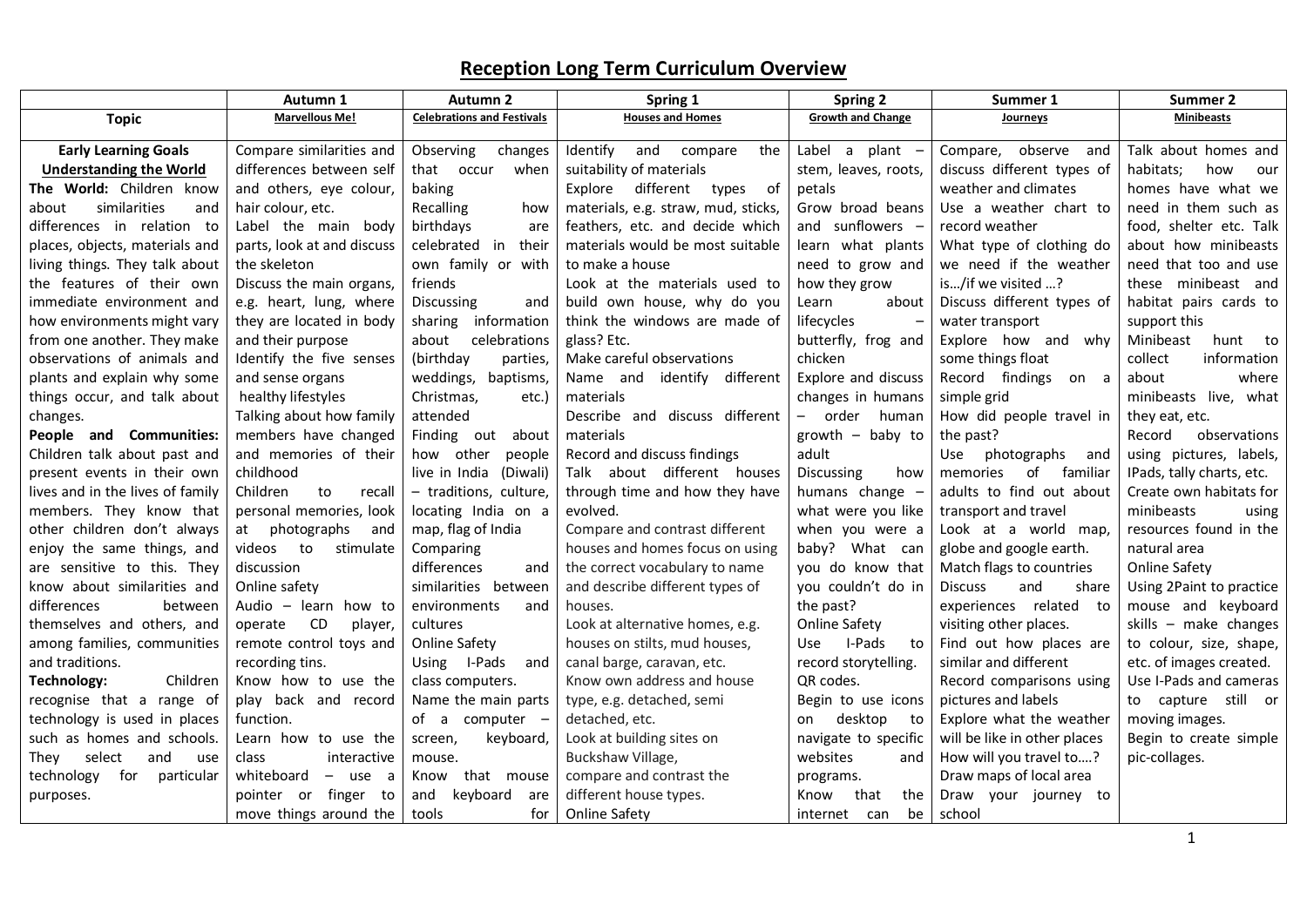# Reception Long Term Curriculum Overview

| | Autumn 1 | Autumn 2 | Spring 1 | Spring 2 | Summer 1 | Summer 2 |
|---|---|---|---|---|---|---|
| **Topic** | **Marvellous Me!** | **Celebrations and Festivals** | **Houses and Homes** | **Growth and Change** | **Journeys** | **Minibeasts** |
| **Early Learning Goals Understanding the World** **The World:** Children know about similarities and differences in relation to places, objects, materials and living things. They talk about the features of their own immediate environment and how environments might vary from one another. They make observations of animals and plants and explain why some things occur, and talk about changes. **People and Communities:** Children talk about past and present events in their own lives and in the lives of family members. They know that other children don't always enjoy the same things, and are sensitive to this. They know about similarities and differences between themselves and others, and among families, communities and traditions. **Technology:** Children recognise that a range of technology is used in places such as homes and schools. They select and use technology for particular purposes. | Compare similarities and differences between self and others, eye colour, hair colour, etc.<br>Label the main body parts, look at and discuss the skeleton<br>Discuss the main organs, e.g. heart, lung, where they are located in body and their purpose<br>Identify the five senses and sense organs<br>healthy lifestyles<br>Talking about how family members have changed and memories of their childhood<br>Children to recall personal memories, look at photographs and videos to stimulate discussion<br>Online safety<br>Audio – learn how to operate CD player, remote control toys and recording tins.<br>Know how to use the play back and record function.<br>Learn how to use the class interactive whiteboard – use a pointer or finger to move things around the | Observing changes that occur when baking<br>Recalling how birthdays are celebrated in their own family or with friends<br>Discussing and sharing information about celebrations (birthday parties, weddings, baptisms, Christmas, etc.) attended<br>Finding out about how other people live in India (Diwali) – traditions, culture, locating India on a map, flag of India<br>Comparing differences and similarities between environments and cultures<br>Online Safety<br>Using I-Pads and class computers.<br>Name the main parts of a computer – screen, keyboard, mouse.<br>Know that mouse and keyboard are tools for | Identify and compare the suitability of materials<br>Explore different types of materials, e.g. straw, mud, sticks, feathers, etc. and decide which materials would be most suitable to make a house<br>Look at the materials used to build own house, why do you think the windows are made of glass? Etc.<br>Make careful observations<br>Name and identify different materials<br>Describe and discuss different materials<br>Record and discuss findings<br>Talk about different houses through time and how they have evolved.<br>Compare and contrast different houses and homes focus on using the correct vocabulary to name and describe different types of houses.<br>Look at alternative homes, e.g. houses on stilts, mud houses, canal barge, caravan, etc.<br>Know own address and house type, e.g. detached, semi detached, etc.<br>Look at building sites on Buckshaw Village,<br>compare and contrast the different house types.<br>Online Safety | Label a plant – stem, leaves, roots, petals<br>Grow broad beans and sunflowers – learn what plants need to grow and how they grow<br>Learn about lifecycles – butterfly, frog and chicken<br>Explore and discuss changes in humans – order human growth – baby to adult<br>Discussing how humans change – what were you like when you were a baby? What can you do now that you couldn't do in the past?<br>Online Safety<br>Use I-Pads to record storytelling.<br>QR codes.<br>Begin to use icons on desktop to navigate to specific websites and programs.<br>Know that the internet can be | Compare, observe and discuss different types of weather and climates<br>Use a weather chart to record weather<br>What type of clothing do we need if the weather is…/if we visited …?<br>Discuss different types of water transport<br>Explore how and why some things float<br>Record findings on a simple grid<br>How did people travel in the past?<br>Use photographs and memories of familiar adults to find out about transport and travel<br>Look at a world map, globe and google earth.<br>Match flags to countries<br>Discuss and share experiences related to visiting other places.<br>Find out how places are similar and different<br>Record comparisons using pictures and labels<br>Explore what the weather will be like in other places<br>How will you travel to….?<br>Draw maps of local area<br>Draw your journey to school | Talk about homes and habitats; how our homes have what we need in them such as food, shelter etc. Talk about how minibeasts need that too and use these minibeast and habitat pairs cards to support this<br>Minibeast hunt to collect information about where minibeasts live, what they eat, etc.<br>Record observations using pictures, labels, IPads, tally charts, etc.<br>Create own habitats for minibeasts using resources found in the natural area<br>Online Safety<br>Using 2Paint to practice mouse and keyboard skills – make changes to colour, size, shape, etc. of images created.<br>Use I-Pads and cameras to capture still or moving images.<br>Begin to create simple pic-collages. |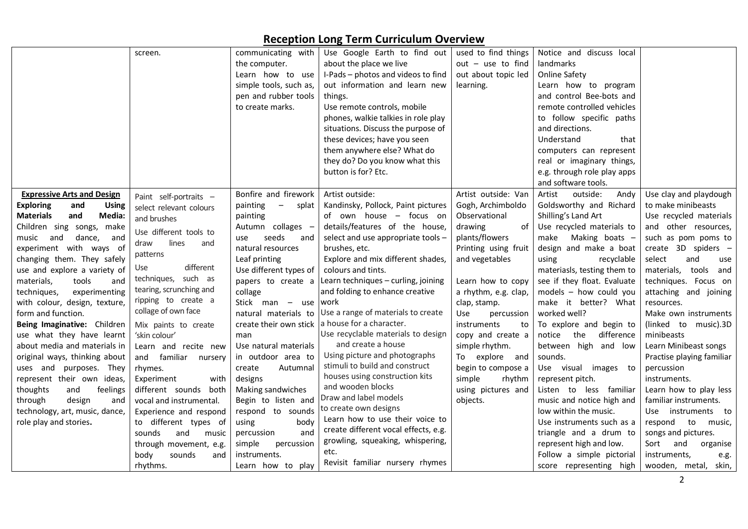# Reception Long Term Curriculum Overview

| | | | | | | |
|---|---|---|---|---|---|---|
| | screen. | communicating with the computer. Learn how to use simple tools, such as, pen and rubber tools to create marks. | Use Google Earth to find out about the place we live I-Pads – photos and videos to find out information and learn new things. Use remote controls, mobile phones, walkie talkies in role play situations. Discuss the purpose of these devices; have you seen them anywhere else? What do they do? Do you know what this button is for? Etc. | used to find things out – use to find out about topic led learning. | Notice and discuss local landmarks Online Safety Learn how to program and control Bee-bots and remote controlled vehicles to follow specific paths and directions. Understand that computers can represent real or imaginary things, e.g. through role play apps and software tools. | |
| **Expressive Arts and Design** **Exploring and Using Materials and Media:** Children sing songs, make music and dance, and experiment with ways of changing them. They safely use and explore a variety of materials, tools and techniques, experimenting with colour, design, texture, form and function. **Being Imaginative:** Children use what they have learnt about media and materials in original ways, thinking about uses and purposes. They represent their own ideas, thoughts and feelings through design and technology, art, music, dance, role play and stories**.** | Paint self-portraits – select relevant colours and brushes Use different tools to draw lines and patterns Use different techniques, such as tearing, scrunching and ripping to create a collage of own face Mix paints to create 'skin colour' Learn and recite new and familiar nursery rhymes. Experiment with different sounds both vocal and instrumental. Experience and respond to different types of sounds and music through movement, e.g. body sounds and rhythms. | Bonfire and firework painting – splat painting Autumn collages – use seeds and natural resources Leaf printing Use different types of papers to create a collage Stick man – use natural materials to create their own stick man Use natural materials in outdoor area to create Autumnal designs Making sandwiches Begin to listen and respond to sounds using body percussion and simple percussion instruments. Learn how to play | Artist outside: Kandinsky, Pollock, Paint pictures of own house – focus on details/features of the house, select and use appropriate tools – brushes, etc. Explore and mix different shades, colours and tints. Learn techniques – curling, joining and folding to enhance creative work Use a range of materials to create a house for a character. Use recyclable materials to design and create a house Using picture and photographs stimuli to build and construct houses using construction kits and wooden blocks Draw and label models to create own designs Learn how to use their voice to create different vocal effects, e.g. growling, squeaking, whispering, etc. Revisit familiar nursery rhymes | Artist outside: Van Gogh, Archimboldo Observational drawing of plants/flowers Printing using fruit and vegetables Learn how to copy a rhythm, e.g. clap, clap, stamp. Use percussion instruments to copy and create a simple rhythm. To explore and begin to compose a simple rhythm using pictures and objects. | Artist outside: Andy Goldsworthy and Richard Shilling's Land Art Use recycled materials to make Making boats – design and make a boat using recyclable materiasls, testing them to see if they float. Evaluate models – how could you make it better? What worked well? To explore and begin to notice the difference between high and low sounds. Use visual images to represent pitch. Listen to less familiar music and notice high and low within the music. Use instruments such as a triangle and a drum to represent high and low. Follow a simple pictorial score representing high | Use clay and playdough to make minibeasts Use recycled materials and other resources, such as pom poms to create 3D spiders – select and use materials, tools and techniques. Focus on attaching and joining resources. Make own instruments (linked to music).3D minibeasts Learn Minibeast songs Practise playing familiar percussion instruments. Learn how to play less familiar instruments. Use instruments to respond to music, songs and pictures. Sort and organise instruments, e.g. wooden, metal, skin, |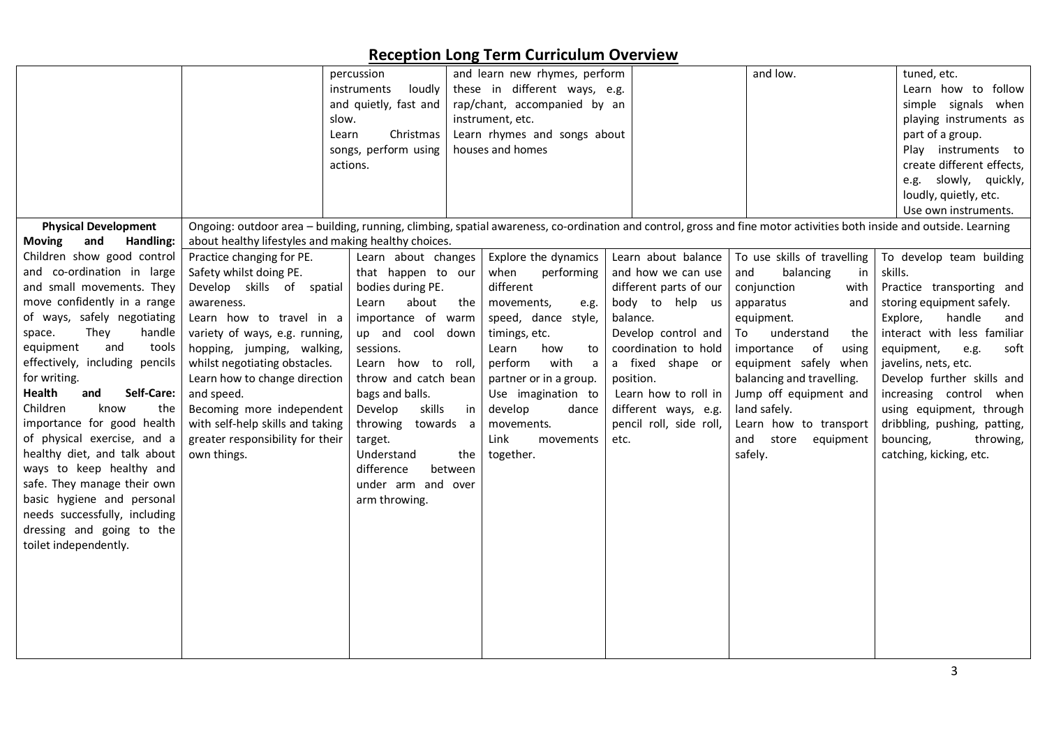# Reception Long Term Curriculum Overview

| | | | | | | |
|---|---|---|---|---|---|---|
| | | percussion instruments loudly and quietly, fast and slow.<br>Learn Christmas songs, perform using actions. | and learn new rhymes, perform these in different ways, e.g. rap/chant, accompanied by an instrument, etc.<br>Learn rhymes and songs about houses and homes | | and low. | tuned, etc.<br>Learn how to follow simple signals when playing instruments as part of a group.<br>Play instruments to create different effects, e.g. slowly, quickly, loudly, quietly, etc.<br>Use own instruments. |
| **Physical Development**<br>**Moving and Handling:** Children show good control and co-ordination in large and small movements. They move confidently in a range of ways, safely negotiating space. They handle equipment and tools effectively, including pencils for writing.<br>**Health and Self-Care:** Children know the importance for good health of physical exercise, and a healthy diet, and talk about ways to keep healthy and safe. They manage their own basic hygiene and personal needs successfully, including dressing and going to the toilet independently. | Ongoing: outdoor area – building, running, climbing, spatial awareness, co-ordination and control, gross and fine motor activities both inside and outside. Learning about healthy lifestyles and making healthy choices.<br><br>Practice changing for PE.<br>Safety whilst doing PE.<br>Develop skills of spatial awareness.<br>Learn how to travel in a variety of ways, e.g. running, hopping, jumping, walking, whilst negotiating obstacles.<br>Learn how to change direction and speed.<br>Becoming more independent with self-help skills and taking greater responsibility for their own things. | Learn about changes that happen to our bodies during PE.<br>Learn about the importance of warm up and cool down sessions.<br>Learn how to roll, throw and catch bean bags and balls.<br>Develop skills in throwing towards a target.<br>Understand the difference between under arm and over arm throwing. | Explore the dynamics when performing different movements, e.g. speed, dance style, timings, etc.<br>Learn how to perform with a partner or in a group.<br>Use imagination to develop dance movements.<br>Link movements together. | Learn about balance and how we can use different parts of our body to help us balance.<br>Develop control and coordination to hold a fixed shape or position.<br>Learn how to roll in different ways, e.g. pencil roll, side roll, etc. | To use skills of travelling and balancing in conjunction with apparatus and equipment.<br>To understand the importance of using equipment safely when balancing and travelling.<br>Jump off equipment and land safely.<br>Learn how to transport and store equipment safely. | To develop team building skills.<br>Practice transporting and storing equipment safely.<br>Explore, handle and interact with less familiar equipment, e.g. soft javelins, nets, etc.<br>Develop further skills and increasing control when using equipment, through dribbling, pushing, patting, bouncing, throwing, catching, kicking, etc. |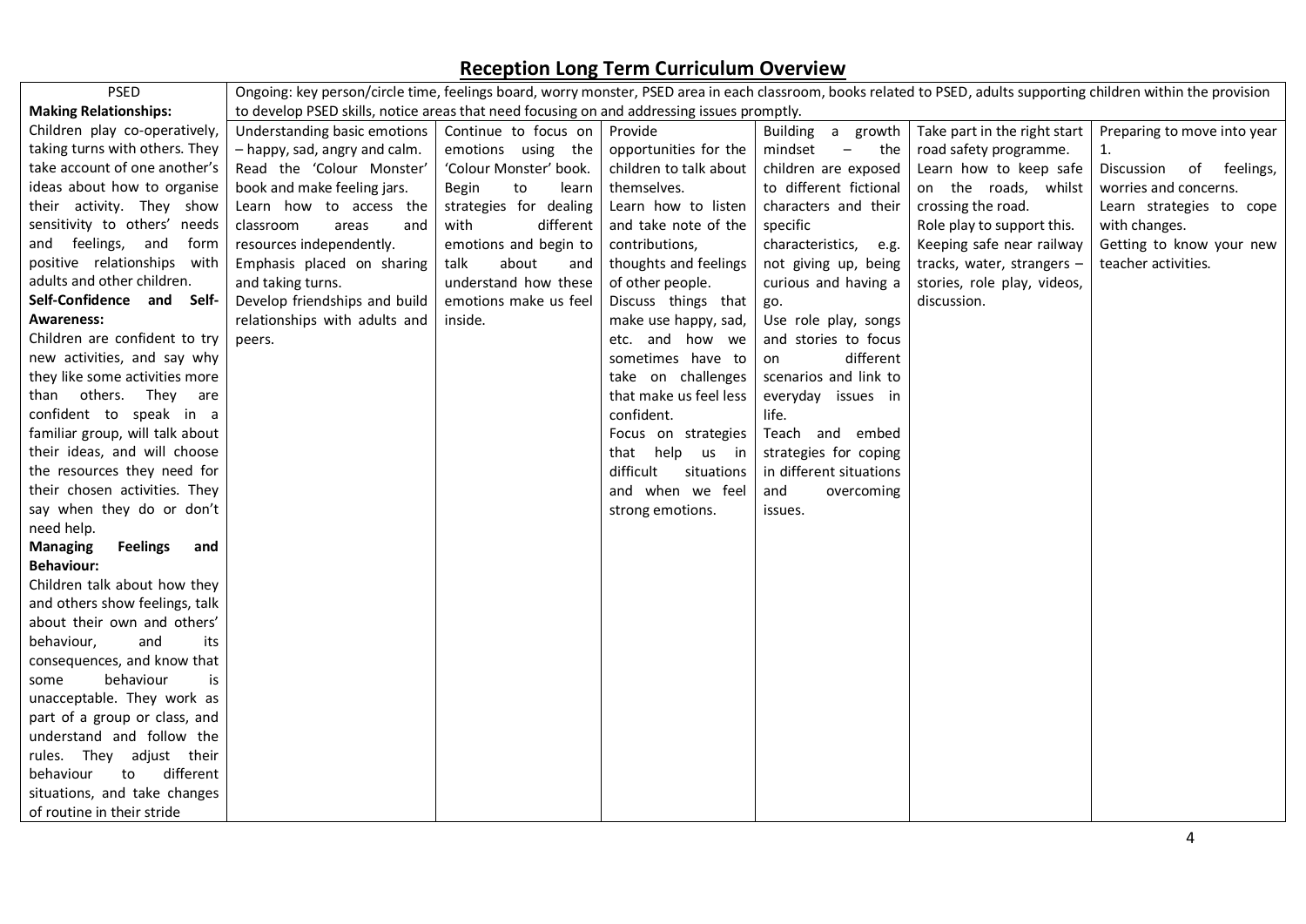# Reception Long Term Curriculum Overview

| PSED | Ongoing: key person/circle time, feelings board, worry monster, PSED area in each classroom, books related to PSED, adults supporting children within the provision to develop PSED skills, notice areas that need focusing on and addressing issues promptly. | | | | | |
|---|---|---|---|---|---|---|
| **Making Relationships:** Children play co-operatively, taking turns with others. They take account of one another's ideas about how to organise their activity. They show sensitivity to others' needs and feelings, and form positive relationships with adults and other children. **Self-Confidence and Self-Awareness:** Children are confident to try new activities, and say why they like some activities more than others. They are confident to speak in a familiar group, will talk about their ideas, and will choose the resources they need for their chosen activities. They say when they do or don't need help. **Managing Feelings and Behaviour:** Children talk about how they and others show feelings, talk about their own and others' behaviour, and its consequences, and know that some behaviour is unacceptable. They work as part of a group or class, and understand and follow the rules. They adjust their behaviour to different situations, and take changes of routine in their stride | Understanding basic emotions – happy, sad, angry and calm. Read the 'Colour Monster' book and make feeling jars. Learn how to access the classroom areas and resources independently. Emphasis placed on sharing and taking turns. Develop friendships and build relationships with adults and peers. | Continue to focus on emotions using the 'Colour Monster' book. Begin to learn strategies for dealing with different emotions and begin to talk about and understand how these emotions make us feel inside. | Provide opportunities for the children to talk about themselves. Learn how to listen and take note of the contributions, thoughts and feelings of other people. Discuss things that make use happy, sad, etc. and how we sometimes have to take on challenges that make us feel less confident. Focus on strategies that help us in difficult situations and when we feel strong emotions. | Building a growth mindset – the children are exposed to different fictional characters and their specific characteristics, e.g. not giving up, being curious and having a go. Use role play, songs and stories to focus on different scenarios and link to everyday issues in life. Teach and embed strategies for coping in different situations and overcoming issues. | Take part in the right start road safety programme. Learn how to keep safe on the roads, whilst crossing the road. Role play to support this. Keeping safe near railway tracks, water, strangers – stories, role play, videos, discussion. | Preparing to move into year 1. Discussion of feelings, worries and concerns. Learn strategies to cope with changes. Getting to know your new teacher activities. |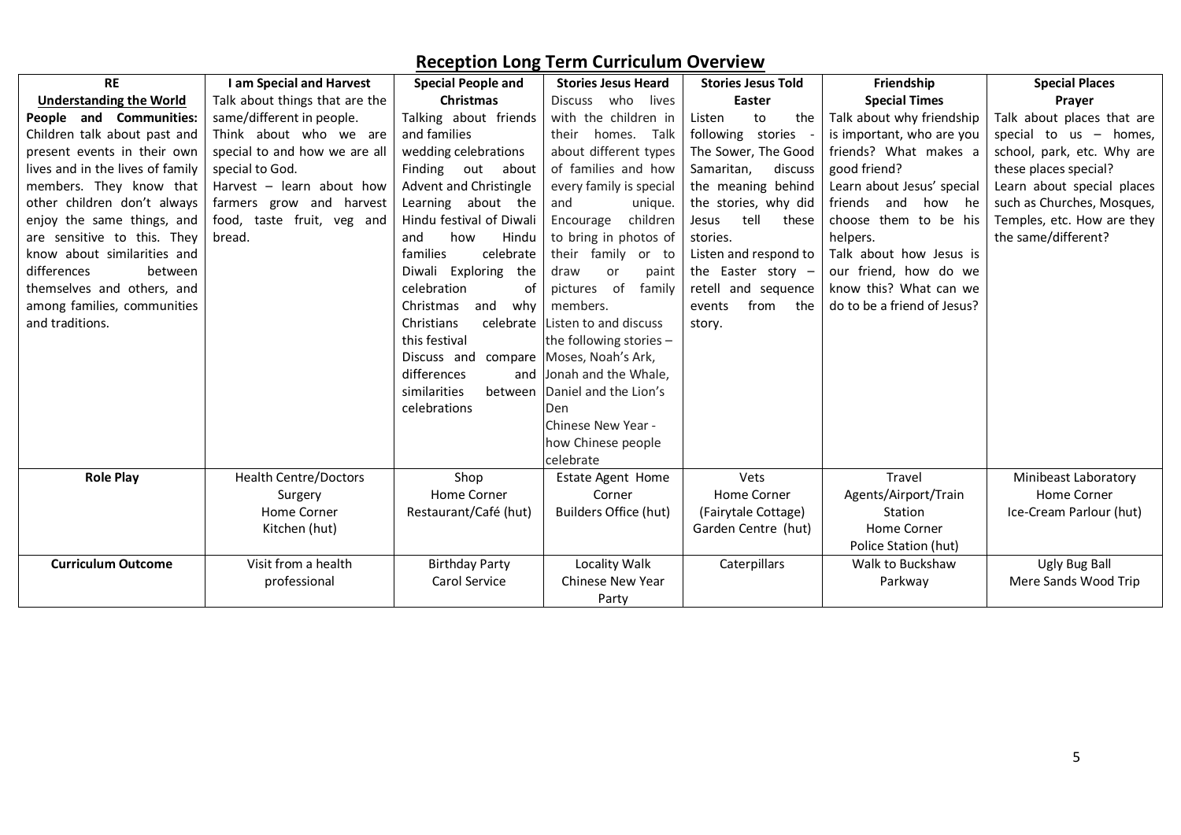# Reception Long Term Curriculum Overview

| **RE** <br> **Understanding the World** | **I am Special and Harvest** | **Special People and Christmas** | **Stories Jesus Heard** | **Stories Jesus Told Easter** | **Friendship Special Times** | **Special Places Prayer** |
|---|---|---|---|---|---|---|
| **People and Communities:** Children talk about past and present events in their own lives and in the lives of family members. They know that other children don't always enjoy the same things, and are sensitive to this. They know about similarities and differences between themselves and others, and among families, communities and traditions. | Talk about things that are the same/different in people. Think about who we are special to and how we are all special to God. Harvest – learn about how farmers grow and harvest food, taste fruit, veg and bread. | Talking about friends and families wedding celebrations Finding out about Advent and Christingle Learning about the Hindu festival of Diwali and how Hindu families celebrate Diwali Exploring the celebration of Christmas and why Christians celebrate this festival Discuss and compare differences and similarities between celebrations | Discuss who lives with the children in their homes. Talk about different types of families and how every family is special and unique. Encourage children to bring in photos of their family or to draw or paint pictures of family members. Listen to and discuss the following stories – Moses, Noah's Ark, Jonah and the Whale, Daniel and the Lion's Den Chinese New Year - how Chinese people celebrate | Listen to the following stories - The Sower, The Good Samaritan, discuss the meaning behind the stories, why did Jesus tell these stories. Listen and respond to the Easter story – retell and sequence events from the story. | Talk about why friendship is important, who are you friends? What makes a good friend? Learn about Jesus' special friends and how he choose them to be his helpers. Talk about how Jesus is our friend, how do we know this? What can we do to be a friend of Jesus? | Talk about places that are special to us – homes, school, park, etc. Why are these places special? Learn about special places such as Churches, Mosques, Temples, etc. How are they the same/different? |
| **Role Play** | Health Centre/Doctors Surgery <br> Home Corner <br> Kitchen (hut) | Shop <br> Home Corner <br> Restaurant/Café (hut) | Estate Agent Home Corner <br> Builders Office (hut) | Vets <br> Home Corner (Fairytale Cottage) <br> Garden Centre (hut) | Travel Agents/Airport/Train Station <br> Home Corner <br> Police Station (hut) | Minibeast Laboratory <br> Home Corner <br> Ice-Cream Parlour (hut) |
| **Curriculum Outcome** | Visit from a health professional | Birthday Party <br> Carol Service | Locality Walk <br> Chinese New Year Party | Caterpillars | Walk to Buckshaw Parkway | Ugly Bug Ball <br> Mere Sands Wood Trip |